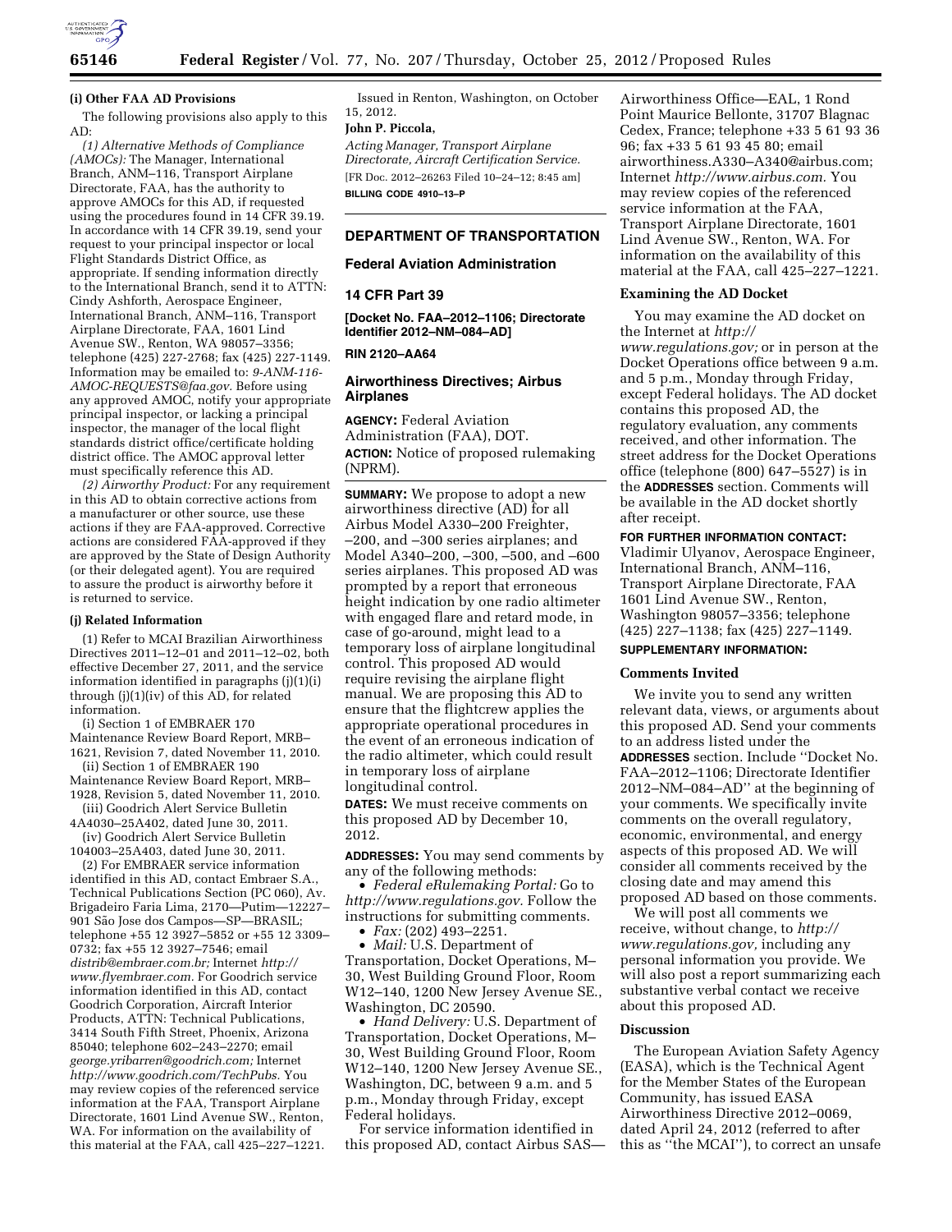#### (i) Other FAA AD Provisions

The following provisions also apply to this AD:

*(1) Alternative Methods of Compliance (AMOCs):* The Manager, International Branch, ANM–116, Transport Airplane Directorate, FAA, has the authority to approve AMOCs for this AD, if requested using the procedures found in 14 CFR 39.19. In accordance with 14 CFR 39.19, send your request to your principal inspector or local Flight Standards District Office, as appropriate. If sending information directly to the International Branch, send it to ATTN: Cindy Ashforth, Aerospace Engineer, International Branch, ANM–116, Transport Airplane Directorate, FAA, 1601 Lind Avenue SW., Renton, WA 98057–3356; telephone (425) 227-2768; fax (425) 227-1149. Information may be emailed to: *9-ANM-116-AMOC-REQUESTS@faa.gov.* Before using any approved AMOC, notify your appropriate principal inspector, or lacking a principal inspector, the manager of the local flight standards district office/certificate holding district office. The AMOC approval letter must specifically reference this AD.

*(2) Airworthy Product:* For any requirement in this AD to obtain corrective actions from a manufacturer or other source, use these actions if they are FAA-approved. Corrective actions are considered FAA-approved if they are approved by the State of Design Authority (or their delegated agent). You are required to assure the product is airworthy before it is returned to service.

#### (j) Related Information

(1) Refer to MCAI Brazilian Airworthiness Directives 2011–12–01 and 2011–12–02, both effective December 27, 2011, and the service information identified in paragraphs (j)(1)(i) through (j)(1)(iv) of this AD, for related information.

(i) Section 1 of EMBRAER 170 Maintenance Review Board Report, MRB–1621, Revision 7, dated November 11, 2010.

(ii) Section 1 of EMBRAER 190 Maintenance Review Board Report, MRB–1928, Revision 5, dated November 11, 2010.

(iii) Goodrich Alert Service Bulletin 4A4030–25A402, dated June 30, 2011.

(iv) Goodrich Alert Service Bulletin 104003–25A403, dated June 30, 2011.

(2) For EMBRAER service information identified in this AD, contact Embraer S.A., Technical Publications Section (PC 060), Av. Brigadeiro Faria Lima, 2170—Putim—12227-901 São Jose dos Campos—SP—BRASIL; telephone +55 12 3927–5852 or +55 12 3309–0732; fax +55 12 3927–7546; email *distrib@embraer.com.br;* Internet *http://www.flyembraer.com.* For Goodrich service information identified in this AD, contact Goodrich Corporation, Aircraft Interior Products, ATTN: Technical Publications, 3414 South Fifth Street, Phoenix, Arizona 85040; telephone 602–243–2270; email *george.yribarren@goodrich.com;* Internet *http://www.goodrich.com/TechPubs.* You may review copies of the referenced service information at the FAA, Transport Airplane Directorate, 1601 Lind Avenue SW., Renton, WA. For information on the availability of this material at the FAA, call 425–227–1221.

Issued in Renton, Washington, on October 15, 2012.

**John P. Piccola,**

*Acting Manager, Transport Airplane Directorate, Aircraft Certification Service.*

[FR Doc. 2012–26263 Filed 10–24–12; 8:45 am]

**BILLING CODE 4910–13–P**

---

## DEPARTMENT OF TRANSPORTATION

### Federal Aviation Administration

### 14 CFR Part 39

**[Docket No. FAA–2012–1106; Directorate Identifier 2012–NM–084–AD]**

**RIN 2120–AA64**

### Airworthiness Directives; Airbus Airplanes

**AGENCY:** Federal Aviation Administration (FAA), DOT.

**ACTION:** Notice of proposed rulemaking (NPRM).

**SUMMARY:** We propose to adopt a new airworthiness directive (AD) for all Airbus Model A330–200 Freighter, –200, and –300 series airplanes; and Model A340–200, –300, –500, and –600 series airplanes. This proposed AD was prompted by a report that erroneous height indication by one radio altimeter with engaged flare and retard mode, in case of go-around, might lead to a temporary loss of airplane longitudinal control. This proposed AD would require revising the airplane flight manual. We are proposing this AD to ensure that the flightcrew applies the appropriate operational procedures in the event of an erroneous indication of the radio altimeter, which could result in temporary loss of airplane longitudinal control.

**DATES:** We must receive comments on this proposed AD by December 10, 2012.

**ADDRESSES:** You may send comments by any of the following methods:

- *Federal eRulemaking Portal:* Go to *http://www.regulations.gov.* Follow the instructions for submitting comments.
- *Fax:* (202) 493–2251.
- *Mail:* U.S. Department of Transportation, Docket Operations, M–30, West Building Ground Floor, Room W12–140, 1200 New Jersey Avenue SE., Washington, DC 20590.
- *Hand Delivery:* U.S. Department of Transportation, Docket Operations, M–30, West Building Ground Floor, Room W12–140, 1200 New Jersey Avenue SE., Washington, DC, between 9 a.m. and 5 p.m., Monday through Friday, except Federal holidays.

For service information identified in this proposed AD, contact Airbus SAS—Airworthiness Office—EAL, 1 Rond Point Maurice Bellonte, 31707 Blagnac Cedex, France; telephone +33 5 61 93 36 96; fax +33 5 61 93 45 80; email airworthiness.A330–A340@airbus.com; Internet *http://www.airbus.com.* You may review copies of the referenced service information at the FAA, Transport Airplane Directorate, 1601 Lind Avenue SW., Renton, WA. For information on the availability of this material at the FAA, call 425–227–1221.

#### Examining the AD Docket

You may examine the AD docket on the Internet at *http://www.regulations.gov;* or in person at the Docket Operations office between 9 a.m. and 5 p.m., Monday through Friday, except Federal holidays. The AD docket contains this proposed AD, the regulatory evaluation, any comments received, and other information. The street address for the Docket Operations office (telephone (800) 647–5527) is in the **ADDRESSES** section. Comments will be available in the AD docket shortly after receipt.

**FOR FURTHER INFORMATION CONTACT:** Vladimir Ulyanov, Aerospace Engineer, International Branch, ANM–116, Transport Airplane Directorate, FAA 1601 Lind Avenue SW., Renton, Washington 98057–3356; telephone (425) 227–1138; fax (425) 227–1149.

**SUPPLEMENTARY INFORMATION:**

#### Comments Invited

We invite you to send any written relevant data, views, or arguments about this proposed AD. Send your comments to an address listed under the **ADDRESSES** section. Include ''Docket No. FAA–2012–1106; Directorate Identifier 2012–NM–084–AD'' at the beginning of your comments. We specifically invite comments on the overall regulatory, economic, environmental, and energy aspects of this proposed AD. We will consider all comments received by the closing date and may amend this proposed AD based on those comments.

We will post all comments we receive, without change, to *http://www.regulations.gov,* including any personal information you provide. We will also post a report summarizing each substantive verbal contact we receive about this proposed AD.

#### Discussion

The European Aviation Safety Agency (EASA), which is the Technical Agent for the Member States of the European Community, has issued EASA Airworthiness Directive 2012–0069, dated April 24, 2012 (referred to after this as ''the MCAI''), to correct an unsafe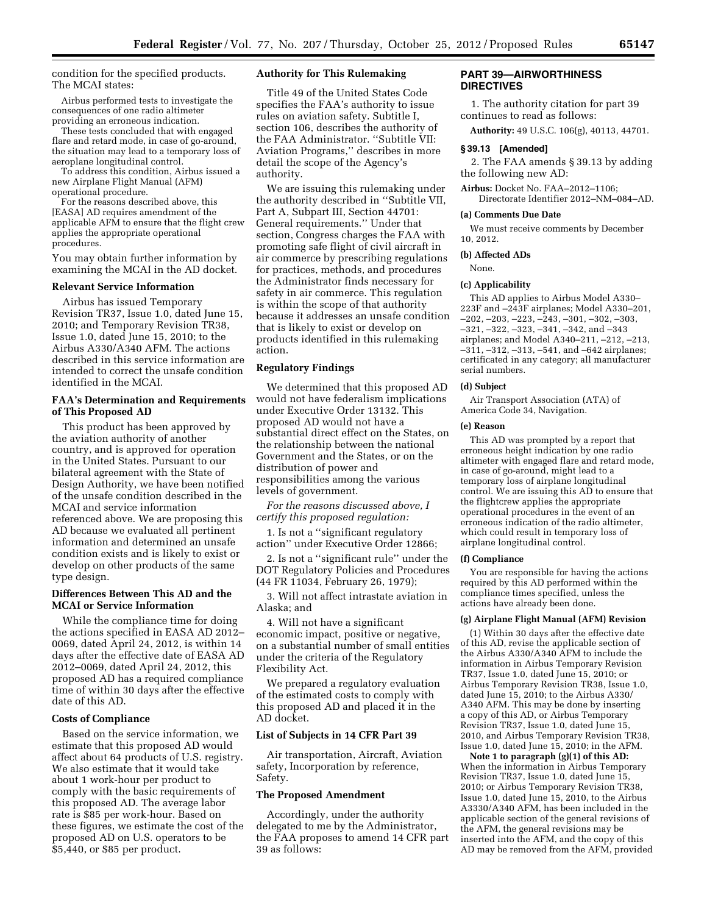condition for the specified products. The MCAI states:

Airbus performed tests to investigate the consequences of one radio altimeter providing an erroneous indication.

These tests concluded that with engaged flare and retard mode, in case of go-around, the situation may lead to a temporary loss of aeroplane longitudinal control.

To address this condition, Airbus issued a new Airplane Flight Manual (AFM) operational procedure.

For the reasons described above, this [EASA] AD requires amendment of the applicable AFM to ensure that the flight crew applies the appropriate operational procedures.

You may obtain further information by examining the MCAI in the AD docket.

### Relevant Service Information

Airbus has issued Temporary Revision TR37, Issue 1.0, dated June 15, 2010; and Temporary Revision TR38, Issue 1.0, dated June 15, 2010; to the Airbus A330/A340 AFM. The actions described in this service information are intended to correct the unsafe condition identified in the MCAI.

### FAA's Determination and Requirements of This Proposed AD

This product has been approved by the aviation authority of another country, and is approved for operation in the United States. Pursuant to our bilateral agreement with the State of Design Authority, we have been notified of the unsafe condition described in the MCAI and service information referenced above. We are proposing this AD because we evaluated all pertinent information and determined an unsafe condition exists and is likely to exist or develop on other products of the same type design.

### Differences Between This AD and the MCAI or Service Information

While the compliance time for doing the actions specified in EASA AD 2012–0069, dated April 24, 2012, is within 14 days after the effective date of EASA AD 2012–0069, dated April 24, 2012, this proposed AD has a required compliance time of within 30 days after the effective date of this AD.

### Costs of Compliance

Based on the service information, we estimate that this proposed AD would affect about 64 products of U.S. registry. We also estimate that it would take about 1 work-hour per product to comply with the basic requirements of this proposed AD. The average labor rate is $85 per work-hour. Based on these figures, we estimate the cost of the proposed AD on U.S. operators to be $5,440, or $85 per product.

### Authority for This Rulemaking

Title 49 of the United States Code specifies the FAA's authority to issue rules on aviation safety. Subtitle I, section 106, describes the authority of the FAA Administrator. ''Subtitle VII: Aviation Programs,'' describes in more detail the scope of the Agency's authority.

We are issuing this rulemaking under the authority described in ''Subtitle VII, Part A, Subpart III, Section 44701: General requirements.'' Under that section, Congress charges the FAA with promoting safe flight of civil aircraft in air commerce by prescribing regulations for practices, methods, and procedures the Administrator finds necessary for safety in air commerce. This regulation is within the scope of that authority because it addresses an unsafe condition that is likely to exist or develop on products identified in this rulemaking action.

### Regulatory Findings

We determined that this proposed AD would not have federalism implications under Executive Order 13132. This proposed AD would not have a substantial direct effect on the States, on the relationship between the national Government and the States, or on the distribution of power and responsibilities among the various levels of government.

*For the reasons discussed above, I certify this proposed regulation:*

1. Is not a ''significant regulatory action'' under Executive Order 12866;

2. Is not a ''significant rule'' under the DOT Regulatory Policies and Procedures (44 FR 11034, February 26, 1979);

3. Will not affect intrastate aviation in Alaska; and

4. Will not have a significant economic impact, positive or negative, on a substantial number of small entities under the criteria of the Regulatory Flexibility Act.

We prepared a regulatory evaluation of the estimated costs to comply with this proposed AD and placed it in the AD docket.

### List of Subjects in 14 CFR Part 39

Air transportation, Aircraft, Aviation safety, Incorporation by reference, Safety.

### The Proposed Amendment

Accordingly, under the authority delegated to me by the Administrator, the FAA proposes to amend 14 CFR part 39 as follows:

## PART 39—AIRWORTHINESS DIRECTIVES

1. The authority citation for part 39 continues to read as follows:

**Authority:** 49 U.S.C. 106(g), 40113, 44701.

### § 39.13 [Amended]

2. The FAA amends § 39.13 by adding the following new AD:

**Airbus:** Docket No. FAA–2012–1106; Directorate Identifier 2012–NM–084–AD.

#### (a) Comments Due Date

We must receive comments by December 10, 2012.

#### (b) Affected ADs

None.

#### (c) Applicability

This AD applies to Airbus Model A330–223F and –243F airplanes; Model A330–201, –202, –203, –223, –243, –301, –302, –303, –321, –322, –323, –341, –342, and –343 airplanes; and Model A340–211, –212, –213, –311, –312, –313, –541, and –642 airplanes; certificated in any category; all manufacturer serial numbers.

#### (d) Subject

Air Transport Association (ATA) of America Code 34, Navigation.

#### (e) Reason

This AD was prompted by a report that erroneous height indication by one radio altimeter with engaged flare and retard mode, in case of go-around, might lead to a temporary loss of airplane longitudinal control. We are issuing this AD to ensure that the flightcrew applies the appropriate operational procedures in the event of an erroneous indication of the radio altimeter, which could result in temporary loss of airplane longitudinal control.

#### (f) Compliance

You are responsible for having the actions required by this AD performed within the compliance times specified, unless the actions have already been done.

#### (g) Airplane Flight Manual (AFM) Revision

(1) Within 30 days after the effective date of this AD, revise the applicable section of the Airbus A330/A340 AFM to include the information in Airbus Temporary Revision TR37, Issue 1.0, dated June 15, 2010; or Airbus Temporary Revision TR38, Issue 1.0, dated June 15, 2010; to the Airbus A330/A340 AFM. This may be done by inserting a copy of this AD, or Airbus Temporary Revision TR37, Issue 1.0, dated June 15, 2010, and Airbus Temporary Revision TR38, Issue 1.0, dated June 15, 2010; in the AFM.

**Note 1 to paragraph (g)(1) of this AD:** When the information in Airbus Temporary Revision TR37, Issue 1.0, dated June 15, 2010; or Airbus Temporary Revision TR38, Issue 1.0, dated June 15, 2010, to the Airbus A3330/A340 AFM, has been included in the applicable section of the general revisions of the AFM, the general revisions may be inserted into the AFM, and the copy of this AD may be removed from the AFM, provided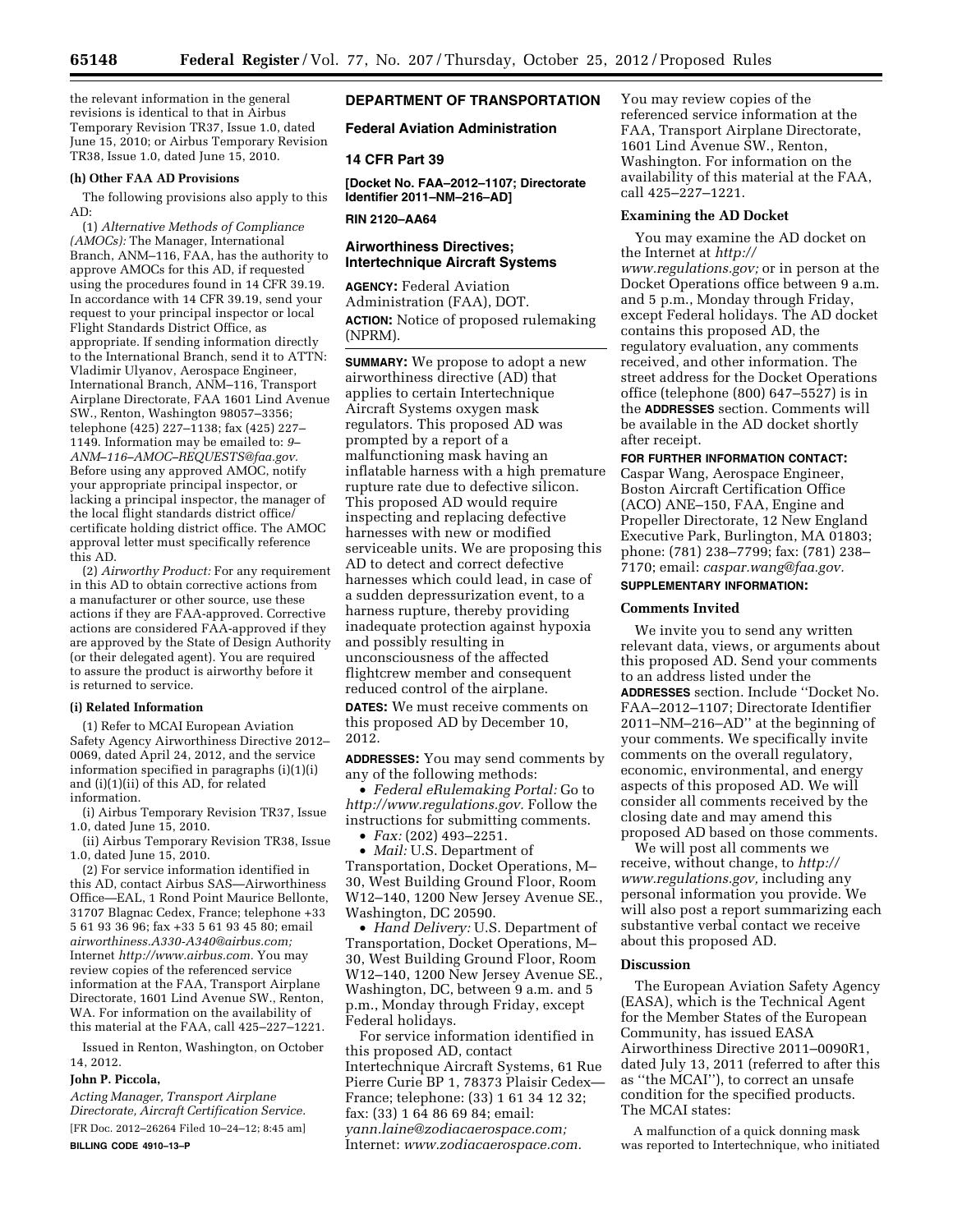the relevant information in the general revisions is identical to that in Airbus Temporary Revision TR37, Issue 1.0, dated June 15, 2010; or Airbus Temporary Revision TR38, Issue 1.0, dated June 15, 2010.

**(h) Other FAA AD Provisions**

The following provisions also apply to this AD:

(1) *Alternative Methods of Compliance (AMOCs):* The Manager, International Branch, ANM–116, FAA, has the authority to approve AMOCs for this AD, if requested using the procedures found in 14 CFR 39.19. In accordance with 14 CFR 39.19, send your request to your principal inspector or local Flight Standards District Office, as appropriate. If sending information directly to the International Branch, send it to ATTN: Vladimir Ulyanov, Aerospace Engineer, International Branch, ANM–116, Transport Airplane Directorate, FAA 1601 Lind Avenue SW., Renton, Washington 98057–3356; telephone (425) 227–1138; fax (425) 227–1149. Information may be emailed to: *9-ANM-116-AMOC-REQUESTS@faa.gov.* Before using any approved AMOC, notify your appropriate principal inspector, or lacking a principal inspector, the manager of the local flight standards district office/certificate holding district office. The AMOC approval letter must specifically reference this AD.

(2) *Airworthy Product:* For any requirement in this AD to obtain corrective actions from a manufacturer or other source, use these actions if they are FAA-approved. Corrective actions are considered FAA-approved if they are approved by the State of Design Authority (or their delegated agent). You are required to assure the product is airworthy before it is returned to service.

**(i) Related Information**

(1) Refer to MCAI European Aviation Safety Agency Airworthiness Directive 2012–0069, dated April 24, 2012, and the service information specified in paragraphs (i)(1)(i) and (i)(1)(ii) of this AD, for related information.

(i) Airbus Temporary Revision TR37, Issue 1.0, dated June 15, 2010.

(ii) Airbus Temporary Revision TR38, Issue 1.0, dated June 15, 2010.

(2) For service information identified in this AD, contact Airbus SAS—Airworthiness Office—EAL, 1 Rond Point Maurice Bellonte, 31707 Blagnac Cedex, France; telephone +33 5 61 93 36 96; fax +33 5 61 93 45 80; email *airworthiness.A330-A340@airbus.com;* Internet *http://www.airbus.com.* You may review copies of the referenced service information at the FAA, Transport Airplane Directorate, 1601 Lind Avenue SW., Renton, WA. For information on the availability of this material at the FAA, call 425–227–1221.

Issued in Renton, Washington, on October 14, 2012.

**John P. Piccola,**

*Acting Manager, Transport Airplane Directorate, Aircraft Certification Service.*

[FR Doc. 2012–26264 Filed 10–24–12; 8:45 am]

**BILLING CODE 4910–13–P**

## DEPARTMENT OF TRANSPORTATION

### Federal Aviation Administration

### 14 CFR Part 39

**[Docket No. FAA–2012–1107; Directorate Identifier 2011–NM–216–AD]**

**RIN 2120–AA64**

### Airworthiness Directives; Intertechnique Aircraft Systems

**AGENCY:** Federal Aviation Administration (FAA), DOT.

**ACTION:** Notice of proposed rulemaking (NPRM).

**SUMMARY:** We propose to adopt a new airworthiness directive (AD) that applies to certain Intertechnique Aircraft Systems oxygen mask regulators. This proposed AD was prompted by a report of a malfunctioning mask having an inflatable harness with a high premature rupture rate due to defective silicon. This proposed AD would require inspecting and replacing defective harnesses with new or modified serviceable units. We are proposing this AD to detect and correct defective harnesses which could lead, in case of a sudden depressurization event, to a harness rupture, thereby providing inadequate protection against hypoxia and possibly resulting in unconsciousness of the affected flightcrew member and consequent reduced control of the airplane.

**DATES:** We must receive comments on this proposed AD by December 10, 2012.

**ADDRESSES:** You may send comments by any of the following methods:

- *Federal eRulemaking Portal:* Go to *http://www.regulations.gov.* Follow the instructions for submitting comments.
- *Fax:* (202) 493–2251.
- *Mail:* U.S. Department of Transportation, Docket Operations, M–30, West Building Ground Floor, Room W12–140, 1200 New Jersey Avenue SE., Washington, DC 20590.
- *Hand Delivery:* U.S. Department of Transportation, Docket Operations, M–30, West Building Ground Floor, Room W12–140, 1200 New Jersey Avenue SE., Washington, DC, between 9 a.m. and 5 p.m., Monday through Friday, except Federal holidays.

For service information identified in this proposed AD, contact Intertechnique Aircraft Systems, 61 Rue Pierre Curie BP 1, 78373 Plaisir Cedex—France; telephone: (33) 1 61 34 12 32; fax: (33) 1 64 86 69 84; email: *yann.laine@zodiacaerospace.com;* Internet: *www.zodiacaerospace.com.* You may review copies of the referenced service information at the FAA, Transport Airplane Directorate, 1601 Lind Avenue SW., Renton, Washington. For information on the availability of this material at the FAA, call 425–227–1221.

**Examining the AD Docket**

You may examine the AD docket on the Internet at *http://www.regulations.gov;* or in person at the Docket Operations office between 9 a.m. and 5 p.m., Monday through Friday, except Federal holidays. The AD docket contains this proposed AD, the regulatory evaluation, any comments received, and other information. The street address for the Docket Operations office (telephone (800) 647–5527) is in the **ADDRESSES** section. Comments will be available in the AD docket shortly after receipt.

**FOR FURTHER INFORMATION CONTACT:** Caspar Wang, Aerospace Engineer, Boston Aircraft Certification Office (ACO) ANE–150, FAA, Engine and Propeller Directorate, 12 New England Executive Park, Burlington, MA 01803; phone: (781) 238–7799; fax: (781) 238–7170; email: *caspar.wang@faa.gov.*

**SUPPLEMENTARY INFORMATION:**

**Comments Invited**

We invite you to send any written relevant data, views, or arguments about this proposed AD. Send your comments to an address listed under the **ADDRESSES** section. Include "Docket No. FAA–2012–1107; Directorate Identifier 2011–NM–216–AD" at the beginning of your comments. We specifically invite comments on the overall regulatory, economic, environmental, and energy aspects of this proposed AD. We will consider all comments received by the closing date and may amend this proposed AD based on those comments.

We will post all comments we receive, without change, to *http://www.regulations.gov,* including any personal information you provide. We will also post a report summarizing each substantive verbal contact we receive about this proposed AD.

**Discussion**

The European Aviation Safety Agency (EASA), which is the Technical Agent for the Member States of the European Community, has issued EASA Airworthiness Directive 2011–0090R1, dated July 13, 2011 (referred to after this as "the MCAI"), to correct an unsafe condition for the specified products. The MCAI states:

A malfunction of a quick donning mask was reported to Intertechnique, who initiated